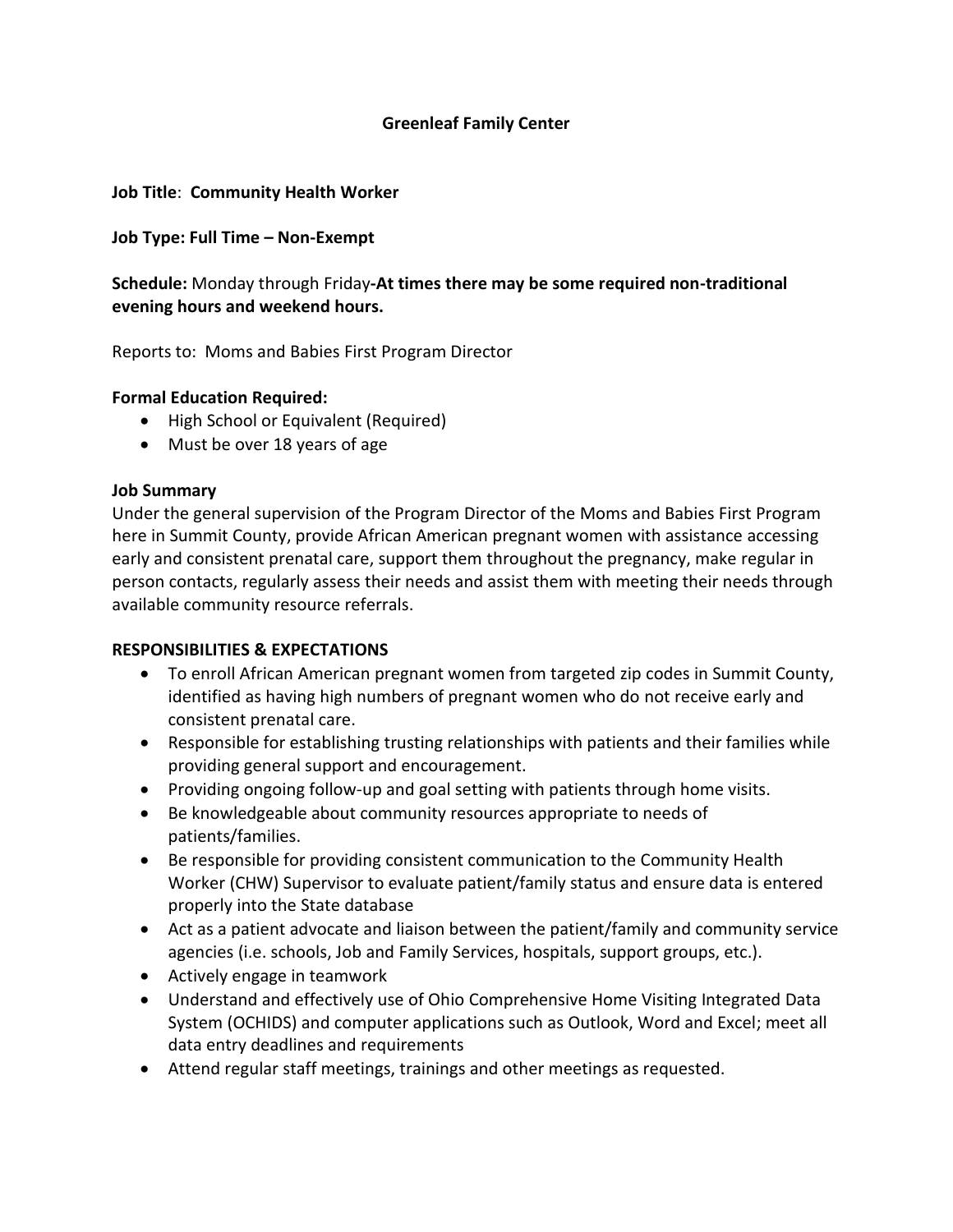# Greenleaf Family Center

**Job Title**: **Community Health Worker**

**Job Type: Full Time – Non-Exempt**

**Schedule:** Monday through Friday**-At times there may be some required non-traditional evening hours and weekend hours.**

Reports to: Moms and Babies First Program Director

**Formal Education Required:**

- High School or Equivalent (Required)
- Must be over 18 years of age

**Job Summary**

Under the general supervision of the Program Director of the Moms and Babies First Program here in Summit County, provide African American pregnant women with assistance accessing early and consistent prenatal care, support them throughout the pregnancy, make regular in person contacts, regularly assess their needs and assist them with meeting their needs through available community resource referrals.

**RESPONSIBILITIES & EXPECTATIONS**

- To enroll African American pregnant women from targeted zip codes in Summit County, identified as having high numbers of pregnant women who do not receive early and consistent prenatal care.
- Responsible for establishing trusting relationships with patients and their families while providing general support and encouragement.
- Providing ongoing follow-up and goal setting with patients through home visits.
- Be knowledgeable about community resources appropriate to needs of patients/families.
- Be responsible for providing consistent communication to the Community Health Worker (CHW) Supervisor to evaluate patient/family status and ensure data is entered properly into the State database
- Act as a patient advocate and liaison between the patient/family and community service agencies (i.e. schools, Job and Family Services, hospitals, support groups, etc.).
- Actively engage in teamwork
- Understand and effectively use of Ohio Comprehensive Home Visiting Integrated Data System (OCHIDS) and computer applications such as Outlook, Word and Excel; meet all data entry deadlines and requirements
- Attend regular staff meetings, trainings and other meetings as requested.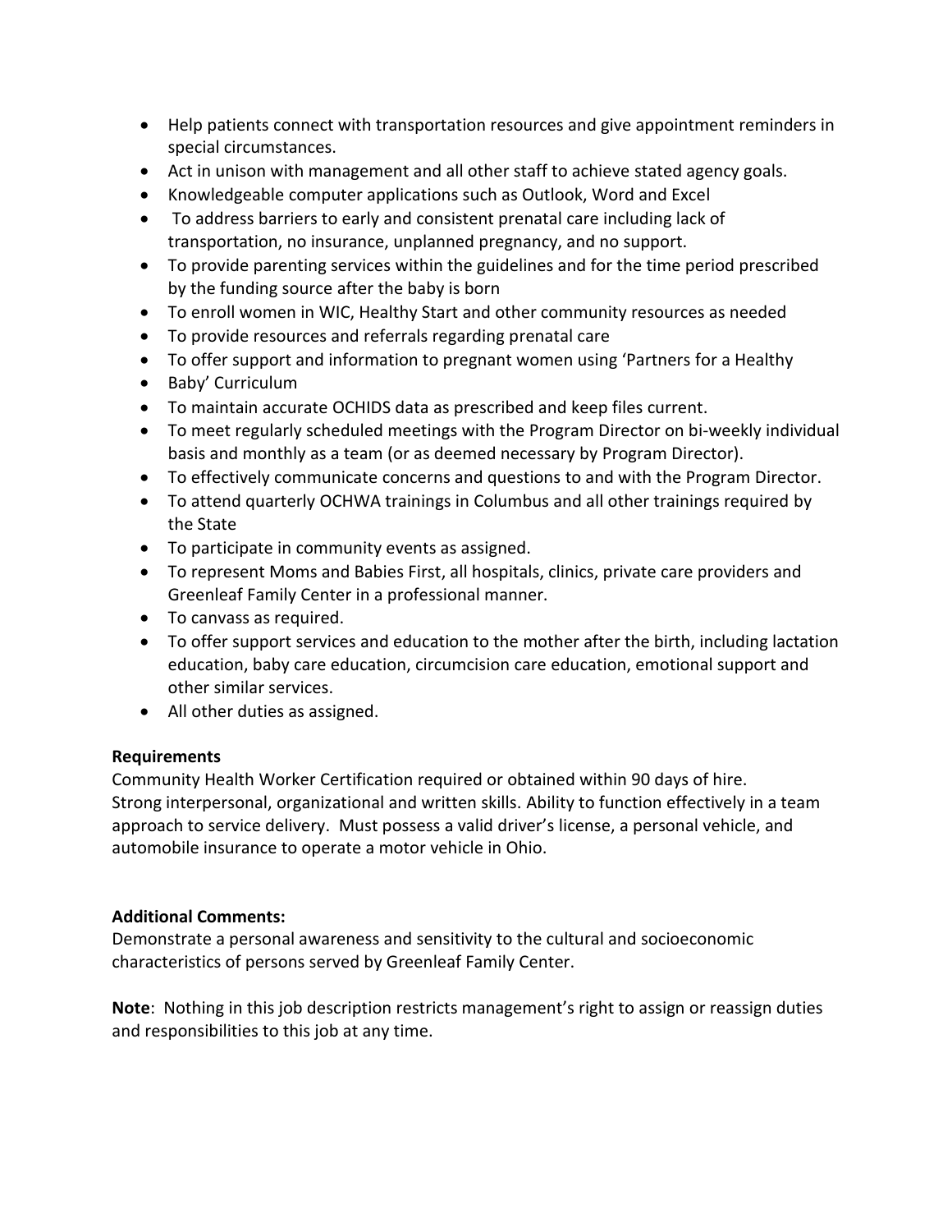- Help patients connect with transportation resources and give appointment reminders in special circumstances.
- Act in unison with management and all other staff to achieve stated agency goals.
- Knowledgeable computer applications such as Outlook, Word and Excel
- To address barriers to early and consistent prenatal care including lack of transportation, no insurance, unplanned pregnancy, and no support.
- To provide parenting services within the guidelines and for the time period prescribed by the funding source after the baby is born
- To enroll women in WIC, Healthy Start and other community resources as needed
- To provide resources and referrals regarding prenatal care
- To offer support and information to pregnant women using 'Partners for a Healthy
- Baby' Curriculum
- To maintain accurate OCHIDS data as prescribed and keep files current.
- To meet regularly scheduled meetings with the Program Director on bi-weekly individual basis and monthly as a team (or as deemed necessary by Program Director).
- To effectively communicate concerns and questions to and with the Program Director.
- To attend quarterly OCHWA trainings in Columbus and all other trainings required by the State
- To participate in community events as assigned.
- To represent Moms and Babies First, all hospitals, clinics, private care providers and Greenleaf Family Center in a professional manner.
- To canvass as required.
- To offer support services and education to the mother after the birth, including lactation education, baby care education, circumcision care education, emotional support and other similar services.
- All other duties as assigned.

**Requirements**

Community Health Worker Certification required or obtained within 90 days of hire.
Strong interpersonal, organizational and written skills. Ability to function effectively in a team approach to service delivery. Must possess a valid driver's license, a personal vehicle, and automobile insurance to operate a motor vehicle in Ohio.

**Additional Comments:**

Demonstrate a personal awareness and sensitivity to the cultural and socioeconomic characteristics of persons served by Greenleaf Family Center.

**Note**: Nothing in this job description restricts management's right to assign or reassign duties and responsibilities to this job at any time.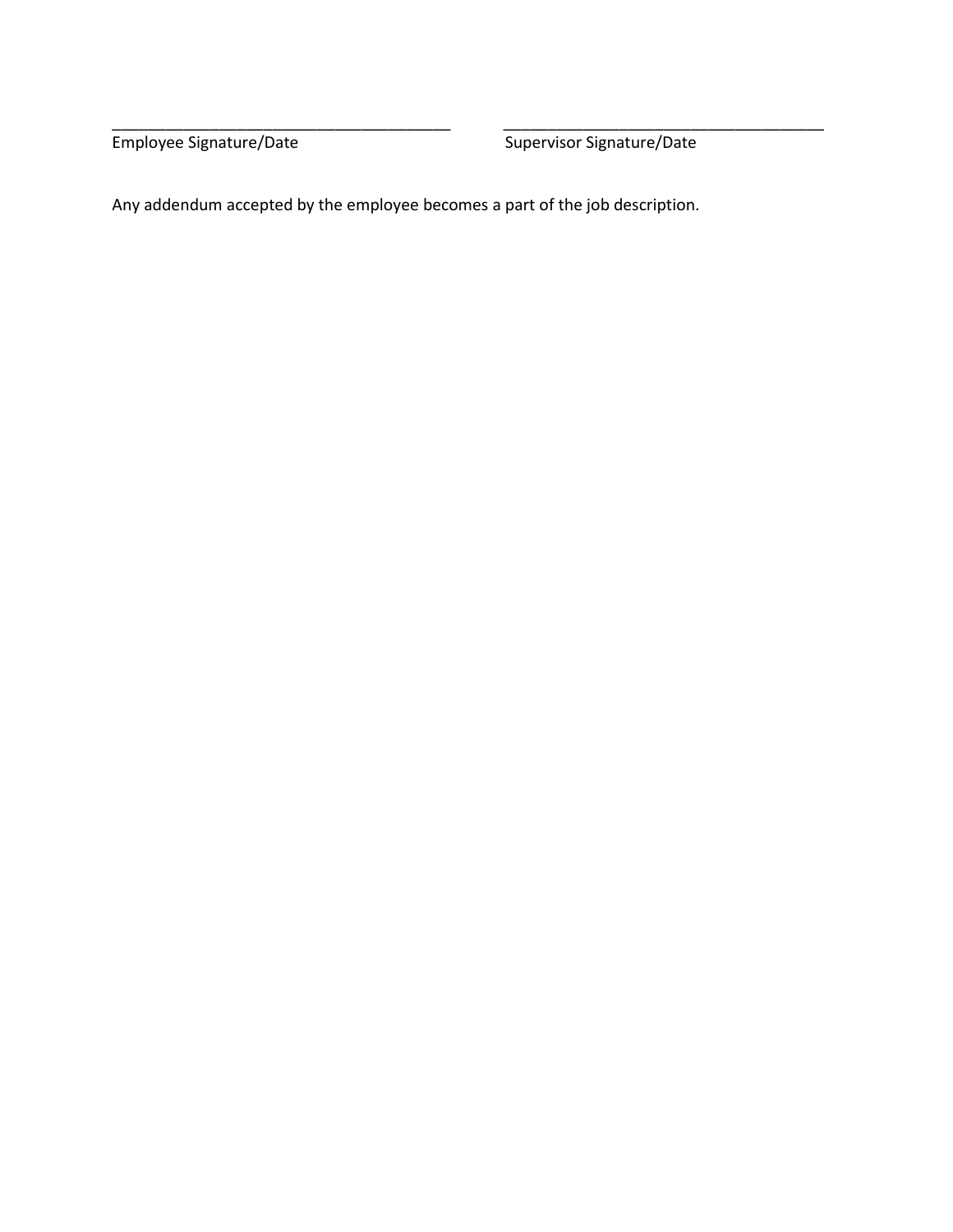_______________________________________ _____________________________________
Employee Signature/Date Supervisor Signature/Date

Any addendum accepted by the employee becomes a part of the job description.